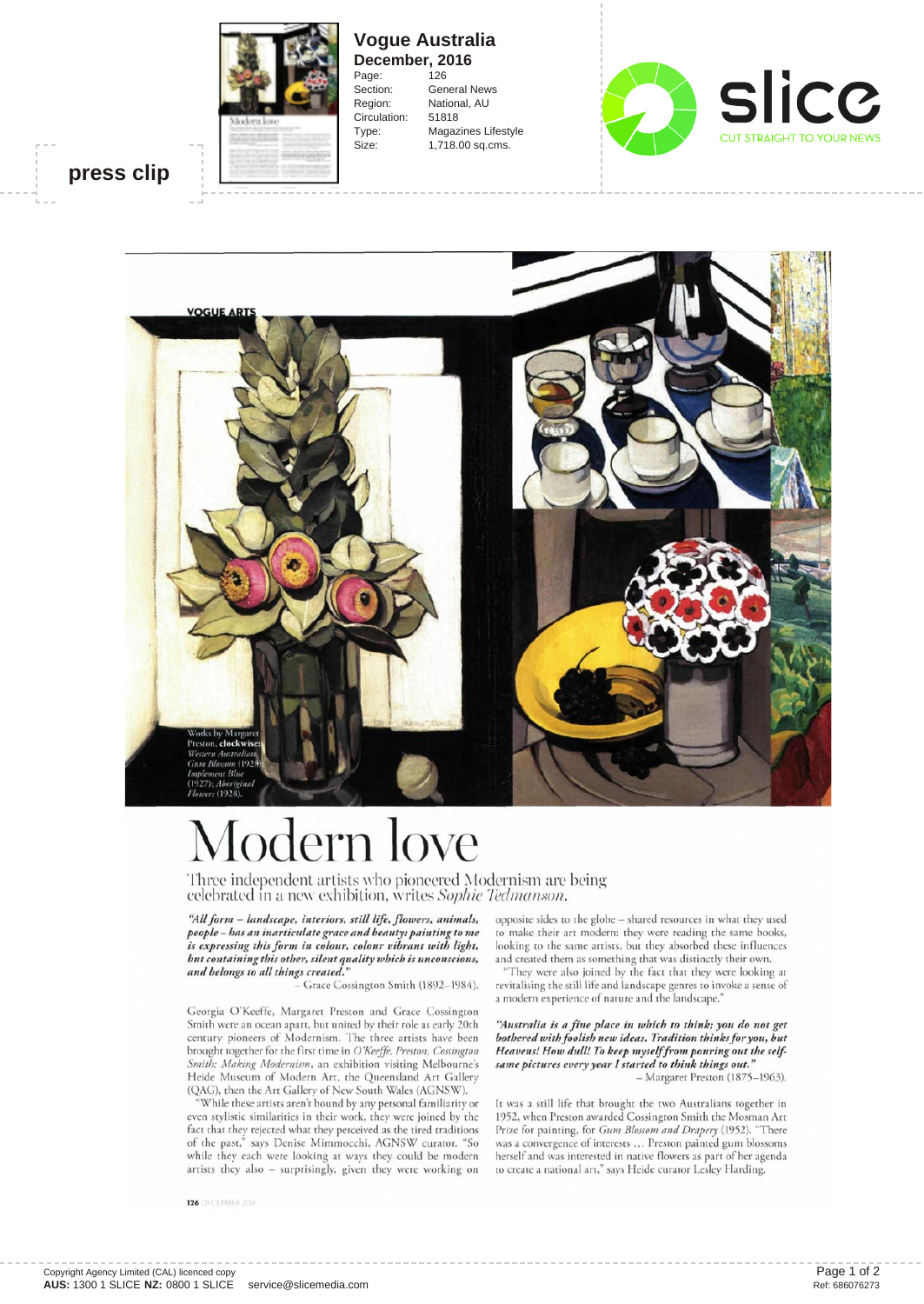press clip

**Vogue Australia**
**December, 2016**

| | |
|---|---|
| Page: | 126 |
| Section: | General News |
| Region: | National, AU |
| Circulation: | 51818 |
| Type: | Magazines Lifestyle |
| Size: | 1,718.00 sq.cms. |

VOGUE ARTS

Works by Margaret Preston, **clockwise:** *Western Australian Gum Blossom* (1928); *Implement Blue* (1927); *Aboriginal Flowers* (1928).

# Modern love

Three independent artists who pioneered Modernism are being celebrated in a new exhibition, writes *Sophie Tedmanson.*

***"All form – landscape, interiors, still life, flowers, animals, people – has an inarticulate grace and beauty: painting to me is expressing this form in colour, colour vibrant with light, but containing this other, silent quality which is unconscious, and belongs to all things created."***

– Grace Cossington Smith (1892–1984).

Georgia O'Keeffe, Margaret Preston and Grace Cossington Smith were an ocean apart, but united by their role as early 20th century pioneers of Modernism. The three artists have been brought together for the first time in *O'Keeffe, Preston, Cossington Smith: Making Modernism*, an exhibition visiting Melbourne's Heide Museum of Modern Art, the Queensland Art Gallery (QAG), then the Art Gallery of New South Wales (AGNSW).

"While these artists aren't bound by any personal familiarity or even stylistic similarities in their work, they were joined by the fact that they rejected what they perceived as the tired traditions of the past," says Denise Mimmocchi, AGNSW curator. "So while they each were looking at ways they could be modern artists they also – surprisingly, given they were working on opposite sides to the globe – shared resources in what they used to make their art modern: they were reading the same books, looking to the same artists, but they absorbed these influences and created them as something that was distinctly their own.

"They were also joined by the fact that they were looking at revitalising the still life and landscape genres to invoke a sense of a modern experience of nature and the landscape."

***"Australia is a fine place in which to think; you do not get bothered with foolish new ideas. Tradition thinks for you, but Heavens! How dull! To keep myself from pouring out the self-same pictures every year I started to think things out."***

– Margaret Preston (1875–1963).

It was a still life that brought the two Australians together in 1952, when Preston awarded Cossington Smith the Mosman Art Prize for painting, for *Gum Blossom and Drapery* (1952). "There was a convergence of interests … Preston painted gum blossoms herself and was interested in native flowers as part of her agenda to create a national art," says Heide curator Lesley Harding.

Copyright Agency Limited (CAL) licenced copy
**AUS:** 1300 1 SLICE **NZ:** 0800 1 SLICE service@slicemedia.com

Ref: 686076273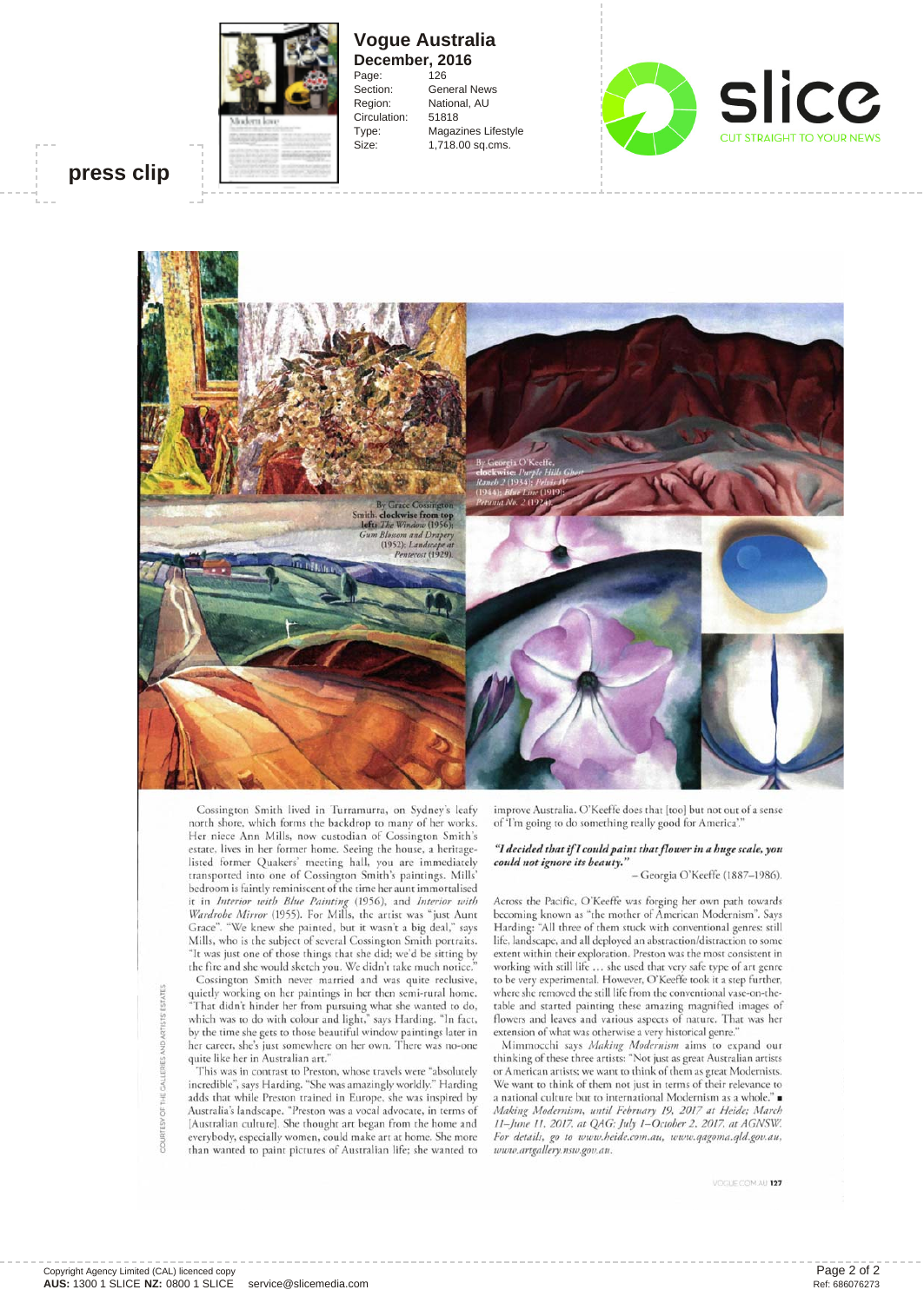**Vogue Australia**
**December, 2016**

Page: 126
Section: General News
Region: National, AU
Circulation: 51818
Type: Magazines Lifestyle
Size: 1,718.00 sq.cms.

press clip

By Grace Cossington Smith, **clockwise from top left:** *The Window* (1956); *Gum Blossom and Drapery* (1952); *Landscape at Pentecost* (1929).

By Georgia O'Keeffe, **clockwise:** *Purple Hills Ghost Ranch 2* (1934); *Pelvis IV* (1944); *Blue Line* (1919); *Petunia No. 2* (1924).

Cossington Smith lived in Turramurra, on Sydney's leafy north shore, which forms the backdrop to many of her works. Her niece Ann Mills, now custodian of Cossington Smith's estate, lives in her former home. Seeing the house, a heritage-listed former Quakers' meeting hall, you are immediately transported into one of Cossington Smith's paintings. Mills' bedroom is faintly reminiscent of the time her aunt immortalised it in *Interior with Blue Painting* (1956), and *Interior with Wardrobe Mirror* (1955). For Mills, the artist was "just Aunt Grace". "We knew she painted, but it wasn't a big deal," says Mills, who is the subject of several Cossington Smith portraits. "It was just one of those things that she did; we'd be sitting by the fire and she would sketch you. We didn't take much notice."

Cossington Smith never married and was quite reclusive, quietly working on her paintings in her then semi-rural home. "That didn't hinder her from pursuing what she wanted to do, which was to do with colour and light," says Harding. "In fact, by the time she gets to those beautiful window paintings later in her career, she's just somewhere on her own. There was no-one quite like her in Australian art."

This was in contrast to Preston, whose travels were "absolutely incredible", says Harding. "She was amazingly worldly." Harding adds that while Preston trained in Europe, she was inspired by Australia's landscape. "Preston was a vocal advocate, in terms of [Australian culture]. She thought art began from the home and everybody, especially women, could make art at home. She more than wanted to paint pictures of Australian life; she wanted to improve Australia. O'Keeffe does that [too] but not out of a sense of 'I'm going to do something really good for America'."

***"I decided that if I could paint that flower in a huge scale, you could not ignore its beauty."***

– Georgia O'Keeffe (1887–1986).

Across the Pacific, O'Keeffe was forging her own path towards becoming known as "the mother of American Modernism". Says Harding: "All three of them stuck with conventional genres: still life, landscape, and all deployed an abstraction/distraction to some extent within their exploration. Preston was the most consistent in working with still life … she used that very safe type of art genre to be very experimental. However, O'Keeffe took it a step further, where she removed the still life from the conventional vase-on-the-table and started painting these amazing magnified images of flowers and leaves and various aspects of nature. That was her extension of what was otherwise a very historical genre."

Mimmocchi says *Making Modernism* aims to expand our thinking of these three artists: "Not just as great Australian artists or American artists; we want to think of them as great Modernists. We want to think of them not just in terms of their relevance to a national culture but to international Modernism as a whole." ■

*Making Modernism, until February 19, 2017 at Heide; March 11–June 11, 2017, at QAG; July 1–October 2, 2017, at AGNSW. For details, go to www.heide.com.au, www.qagoma.qld.gov.au, www.artgallery.nsw.gov.au.*

COURTESY OF THE GALLERIES AND ARTISTS' ESTATES

Copyright Agency Limited (CAL) licenced copy
**AUS:** 1300 1 SLICE **NZ:** 0800 1 SLICE service@slicemedia.com

Ref: 686076273